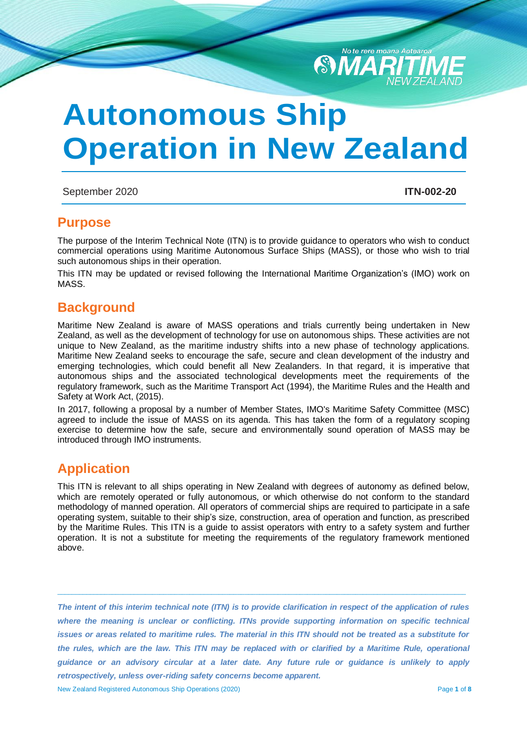# Autonomous Ship Operation in New Zealand

September 2020 **ITN-002-20**

## Purpose

The purpose of the Interim Technical Note (ITN) is to provide guidance to operators who wish to conduct commercial operations using Maritime Autonomous Surface Ships (MASS), or those who wish to trial such autonomous ships in their operation.

This ITN may be updated or revised following the International Maritime Organization's (IMO) work on MASS.

## Background

Maritime New Zealand is aware of MASS operations and trials currently being undertaken in New Zealand, as well as the development of technology for use on autonomous ships. These activities are not unique to New Zealand, as the maritime industry shifts into a new phase of technology applications. Maritime New Zealand seeks to encourage the safe, secure and clean development of the industry and emerging technologies, which could benefit all New Zealanders. In that regard, it is imperative that autonomous ships and the associated technological developments meet the requirements of the regulatory framework, such as the Maritime Transport Act (1994), the Maritime Rules and the Health and Safety at Work Act, (2015).

In 2017, following a proposal by a number of Member States, IMO's Maritime Safety Committee (MSC) agreed to include the issue of MASS on its agenda. This has taken the form of a regulatory scoping exercise to determine how the safe, secure and environmentally sound operation of MASS may be introduced through IMO instruments.

## Application

This ITN is relevant to all ships operating in New Zealand with degrees of autonomy as defined below, which are remotely operated or fully autonomous, or which otherwise do not conform to the standard methodology of manned operation. All operators of commercial ships are required to participate in a safe operating system, suitable to their ship's size, construction, area of operation and function, as prescribed by the Maritime Rules. This ITN is a guide to assist operators with entry to a safety system and further operation. It is not a substitute for meeting the requirements of the regulatory framework mentioned above.

***The intent of this interim technical note (ITN) is to provide clarification in respect of the application of rules where the meaning is unclear or conflicting. ITNs provide supporting information on specific technical issues or areas related to maritime rules. The material in this ITN should not be treated as a substitute for the rules, which are the law. This ITN may be replaced with or clarified by a Maritime Rule, operational guidance or an advisory circular at a later date. Any future rule or guidance is unlikely to apply retrospectively, unless over-riding safety concerns become apparent.***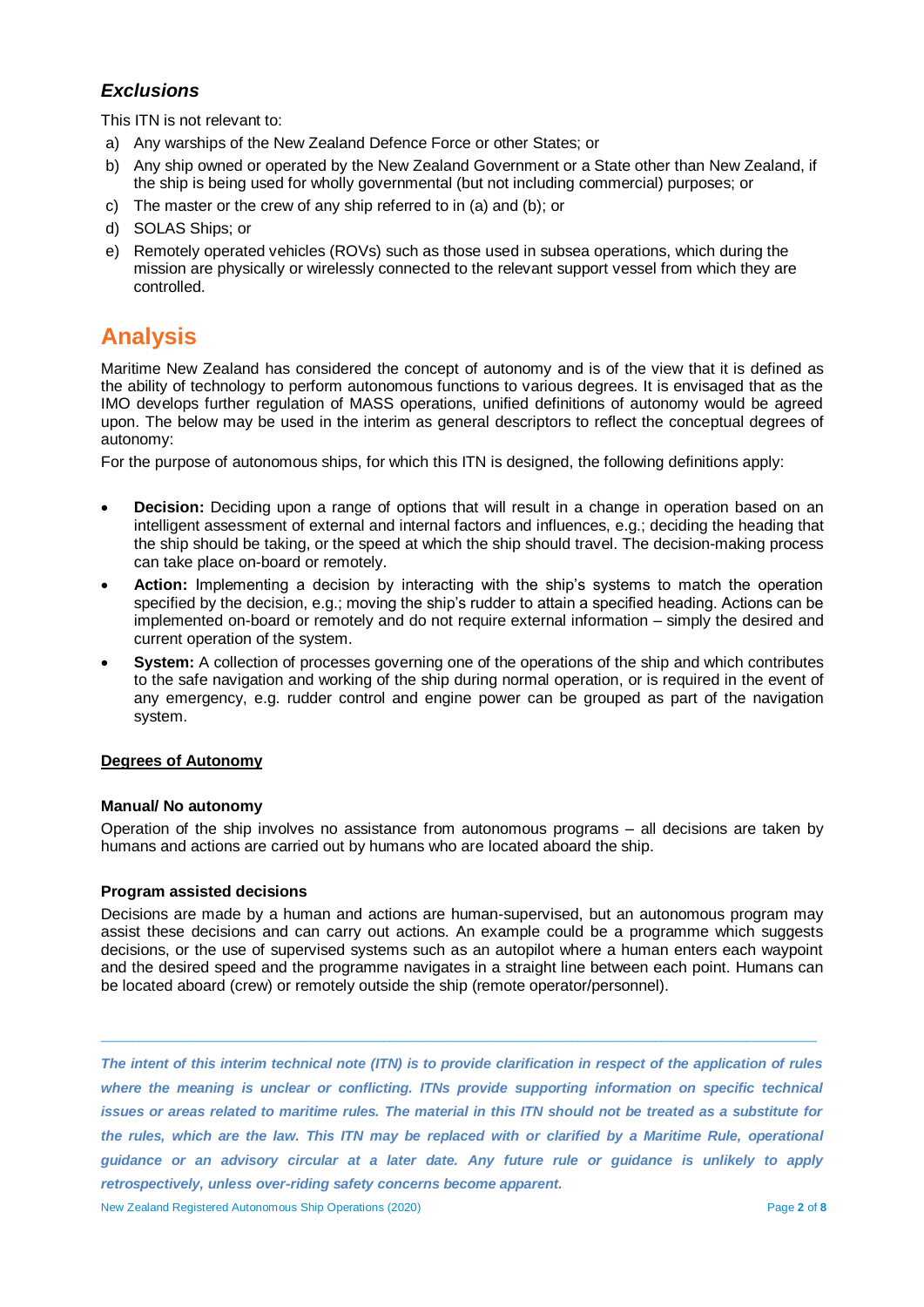### *Exclusions*

This ITN is not relevant to:

a) Any warships of the New Zealand Defence Force or other States; or
b) Any ship owned or operated by the New Zealand Government or a State other than New Zealand, if the ship is being used for wholly governmental (but not including commercial) purposes; or
c) The master or the crew of any ship referred to in (a) and (b); or
d) SOLAS Ships; or
e) Remotely operated vehicles (ROVs) such as those used in subsea operations, which during the mission are physically or wirelessly connected to the relevant support vessel from which they are controlled.

## Analysis

Maritime New Zealand has considered the concept of autonomy and is of the view that it is defined as the ability of technology to perform autonomous functions to various degrees. It is envisaged that as the IMO develops further regulation of MASS operations, unified definitions of autonomy would be agreed upon. The below may be used in the interim as general descriptors to reflect the conceptual degrees of autonomy:

For the purpose of autonomous ships, for which this ITN is designed, the following definitions apply:

- **Decision:** Deciding upon a range of options that will result in a change in operation based on an intelligent assessment of external and internal factors and influences, e.g.; deciding the heading that the ship should be taking, or the speed at which the ship should travel. The decision-making process can take place on-board or remotely.
- **Action:** Implementing a decision by interacting with the ship's systems to match the operation specified by the decision, e.g.; moving the ship's rudder to attain a specified heading. Actions can be implemented on-board or remotely and do not require external information – simply the desired and current operation of the system.
- **System:** A collection of processes governing one of the operations of the ship and which contributes to the safe navigation and working of the ship during normal operation, or is required in the event of any emergency, e.g. rudder control and engine power can be grouped as part of the navigation system.

**Degrees of Autonomy**

**Manual/ No autonomy**

Operation of the ship involves no assistance from autonomous programs – all decisions are taken by humans and actions are carried out by humans who are located aboard the ship.

**Program assisted decisions**

Decisions are made by a human and actions are human-supervised, but an autonomous program may assist these decisions and can carry out actions. An example could be a programme which suggests decisions, or the use of supervised systems such as an autopilot where a human enters each waypoint and the desired speed and the programme navigates in a straight line between each point. Humans can be located aboard (crew) or remotely outside the ship (remote operator/personnel).

---

***The intent of this interim technical note (ITN) is to provide clarification in respect of the application of rules where the meaning is unclear or conflicting. ITNs provide supporting information on specific technical issues or areas related to maritime rules. The material in this ITN should not be treated as a substitute for the rules, which are the law. This ITN may be replaced with or clarified by a Maritime Rule, operational guidance or an advisory circular at a later date. Any future rule or guidance is unlikely to apply retrospectively, unless over-riding safety concerns become apparent.***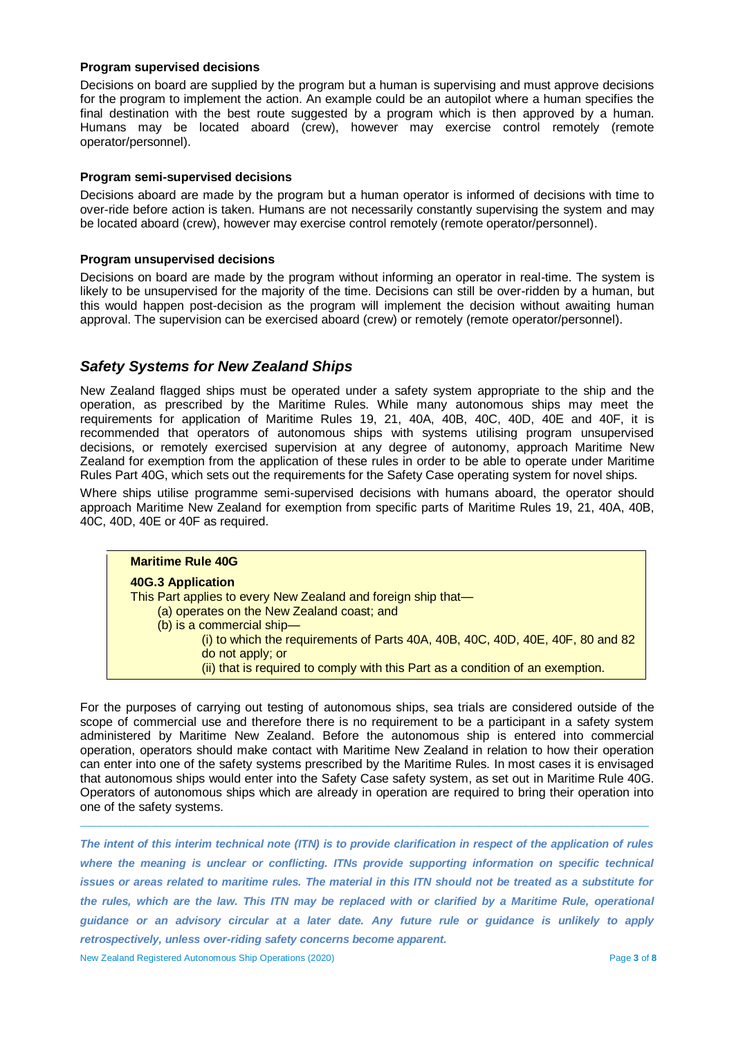**Program supervised decisions**

Decisions on board are supplied by the program but a human is supervising and must approve decisions for the program to implement the action. An example could be an autopilot where a human specifies the final destination with the best route suggested by a program which is then approved by a human. Humans may be located aboard (crew), however may exercise control remotely (remote operator/personnel).

**Program semi-supervised decisions**

Decisions aboard are made by the program but a human operator is informed of decisions with time to over-ride before action is taken. Humans are not necessarily constantly supervising the system and may be located aboard (crew), however may exercise control remotely (remote operator/personnel).

**Program unsupervised decisions**

Decisions on board are made by the program without informing an operator in real-time. The system is likely to be unsupervised for the majority of the time. Decisions can still be over-ridden by a human, but this would happen post-decision as the program will implement the decision without awaiting human approval. The supervision can be exercised aboard (crew) or remotely (remote operator/personnel).

## *Safety Systems for New Zealand Ships*

New Zealand flagged ships must be operated under a safety system appropriate to the ship and the operation, as prescribed by the Maritime Rules. While many autonomous ships may meet the requirements for application of Maritime Rules 19, 21, 40A, 40B, 40C, 40D, 40E and 40F, it is recommended that operators of autonomous ships with systems utilising program unsupervised decisions, or remotely exercised supervision at any degree of autonomy, approach Maritime New Zealand for exemption from the application of these rules in order to be able to operate under Maritime Rules Part 40G, which sets out the requirements for the Safety Case operating system for novel ships.

Where ships utilise programme semi-supervised decisions with humans aboard, the operator should approach Maritime New Zealand for exemption from specific parts of Maritime Rules 19, 21, 40A, 40B, 40C, 40D, 40E or 40F as required.

> **Maritime Rule 40G**
>
> **40G.3 Application**
>
> This Part applies to every New Zealand and foreign ship that—
>
> (a) operates on the New Zealand coast; and
>
> (b) is a commercial ship—
>
> (i) to which the requirements of Parts 40A, 40B, 40C, 40D, 40E, 40F, 80 and 82 do not apply; or
>
> (ii) that is required to comply with this Part as a condition of an exemption.

For the purposes of carrying out testing of autonomous ships, sea trials are considered outside of the scope of commercial use and therefore there is no requirement to be a participant in a safety system administered by Maritime New Zealand. Before the autonomous ship is entered into commercial operation, operators should make contact with Maritime New Zealand in relation to how their operation can enter into one of the safety systems prescribed by the Maritime Rules. In most cases it is envisaged that autonomous ships would enter into the Safety Case safety system, as set out in Maritime Rule 40G. Operators of autonomous ships which are already in operation are required to bring their operation into one of the safety systems.

---

***The intent of this interim technical note (ITN) is to provide clarification in respect of the application of rules where the meaning is unclear or conflicting. ITNs provide supporting information on specific technical issues or areas related to maritime rules. The material in this ITN should not be treated as a substitute for the rules, which are the law. This ITN may be replaced with or clarified by a Maritime Rule, operational guidance or an advisory circular at a later date. Any future rule or guidance is unlikely to apply retrospectively, unless over-riding safety concerns become apparent.***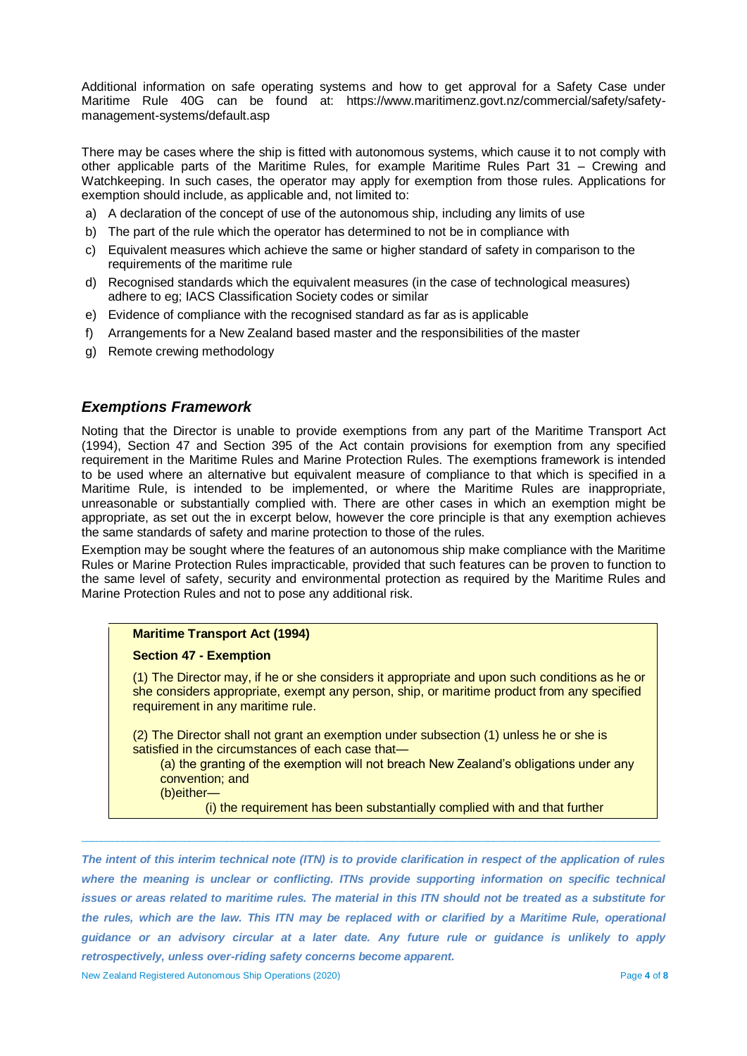Additional information on safe operating systems and how to get approval for a Safety Case under Maritime Rule 40G can be found at: https://www.maritimenz.govt.nz/commercial/safety/safety-management-systems/default.asp

There may be cases where the ship is fitted with autonomous systems, which cause it to not comply with other applicable parts of the Maritime Rules, for example Maritime Rules Part 31 – Crewing and Watchkeeping. In such cases, the operator may apply for exemption from those rules. Applications for exemption should include, as applicable and, not limited to:

a) A declaration of the concept of use of the autonomous ship, including any limits of use
b) The part of the rule which the operator has determined to not be in compliance with
c) Equivalent measures which achieve the same or higher standard of safety in comparison to the requirements of the maritime rule
d) Recognised standards which the equivalent measures (in the case of technological measures) adhere to eg; IACS Classification Society codes or similar
e) Evidence of compliance with the recognised standard as far as is applicable
f) Arrangements for a New Zealand based master and the responsibilities of the master
g) Remote crewing methodology

## *Exemptions Framework*

Noting that the Director is unable to provide exemptions from any part of the Maritime Transport Act (1994), Section 47 and Section 395 of the Act contain provisions for exemption from any specified requirement in the Maritime Rules and Marine Protection Rules. The exemptions framework is intended to be used where an alternative but equivalent measure of compliance to that which is specified in a Maritime Rule, is intended to be implemented, or where the Maritime Rules are inappropriate, unreasonable or substantially complied with. There are other cases in which an exemption might be appropriate, as set out the in excerpt below, however the core principle is that any exemption achieves the same standards of safety and marine protection to those of the rules.

Exemption may be sought where the features of an autonomous ship make compliance with the Maritime Rules or Marine Protection Rules impracticable, provided that such features can be proven to function to the same level of safety, security and environmental protection as required by the Maritime Rules and Marine Protection Rules and not to pose any additional risk.

> **Maritime Transport Act (1994)**
>
> **Section 47 - Exemption**
>
> (1) The Director may, if he or she considers it appropriate and upon such conditions as he or she considers appropriate, exempt any person, ship, or maritime product from any specified requirement in any maritime rule.
>
> (2) The Director shall not grant an exemption under subsection (1) unless he or she is satisfied in the circumstances of each case that—
>
> (a) the granting of the exemption will not breach New Zealand's obligations under any convention; and
>
> (b)either—
>
> (i) the requirement has been substantially complied with and that further

*The intent of this interim technical note (ITN) is to provide clarification in respect of the application of rules where the meaning is unclear or conflicting. ITNs provide supporting information on specific technical issues or areas related to maritime rules. The material in this ITN should not be treated as a substitute for the rules, which are the law. This ITN may be replaced with or clarified by a Maritime Rule, operational guidance or an advisory circular at a later date. Any future rule or guidance is unlikely to apply retrospectively, unless over-riding safety concerns become apparent.*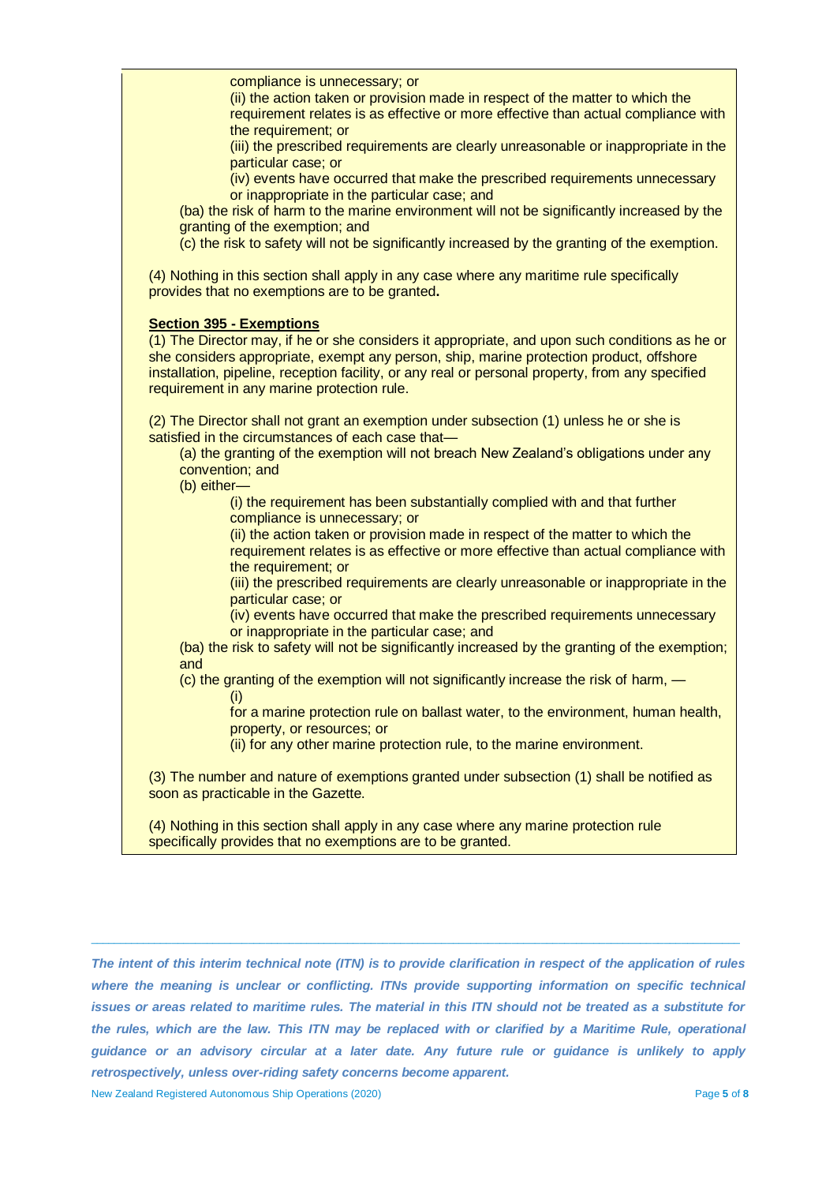compliance is unnecessary; or

(ii) the action taken or provision made in respect of the matter to which the requirement relates is as effective or more effective than actual compliance with the requirement; or

(iii) the prescribed requirements are clearly unreasonable or inappropriate in the particular case; or

(iv) events have occurred that make the prescribed requirements unnecessary or inappropriate in the particular case; and

(ba) the risk of harm to the marine environment will not be significantly increased by the granting of the exemption; and

(c) the risk to safety will not be significantly increased by the granting of the exemption.

(4) Nothing in this section shall apply in any case where any maritime rule specifically provides that no exemptions are to be granted**.**

**Section 395 - Exemptions**

(1) The Director may, if he or she considers it appropriate, and upon such conditions as he or she considers appropriate, exempt any person, ship, marine protection product, offshore installation, pipeline, reception facility, or any real or personal property, from any specified requirement in any marine protection rule.

(2) The Director shall not grant an exemption under subsection (1) unless he or she is satisfied in the circumstances of each case that—

(a) the granting of the exemption will not breach New Zealand's obligations under any convention; and

(b) either—

(i) the requirement has been substantially complied with and that further compliance is unnecessary; or

(ii) the action taken or provision made in respect of the matter to which the requirement relates is as effective or more effective than actual compliance with the requirement; or

(iii) the prescribed requirements are clearly unreasonable or inappropriate in the particular case; or

(iv) events have occurred that make the prescribed requirements unnecessary or inappropriate in the particular case; and

(ba) the risk to safety will not be significantly increased by the granting of the exemption; and

(c) the granting of the exemption will not significantly increase the risk of harm, —

(i) for a marine protection rule on ballast water, to the environment, human health, property, or resources; or

(ii) for any other marine protection rule, to the marine environment.

(3) The number and nature of exemptions granted under subsection (1) shall be notified as soon as practicable in the Gazette.

(4) Nothing in this section shall apply in any case where any marine protection rule specifically provides that no exemptions are to be granted.

***The intent of this interim technical note (ITN) is to provide clarification in respect of the application of rules where the meaning is unclear or conflicting. ITNs provide supporting information on specific technical issues or areas related to maritime rules. The material in this ITN should not be treated as a substitute for the rules, which are the law. This ITN may be replaced with or clarified by a Maritime Rule, operational guidance or an advisory circular at a later date. Any future rule or guidance is unlikely to apply retrospectively, unless over-riding safety concerns become apparent.***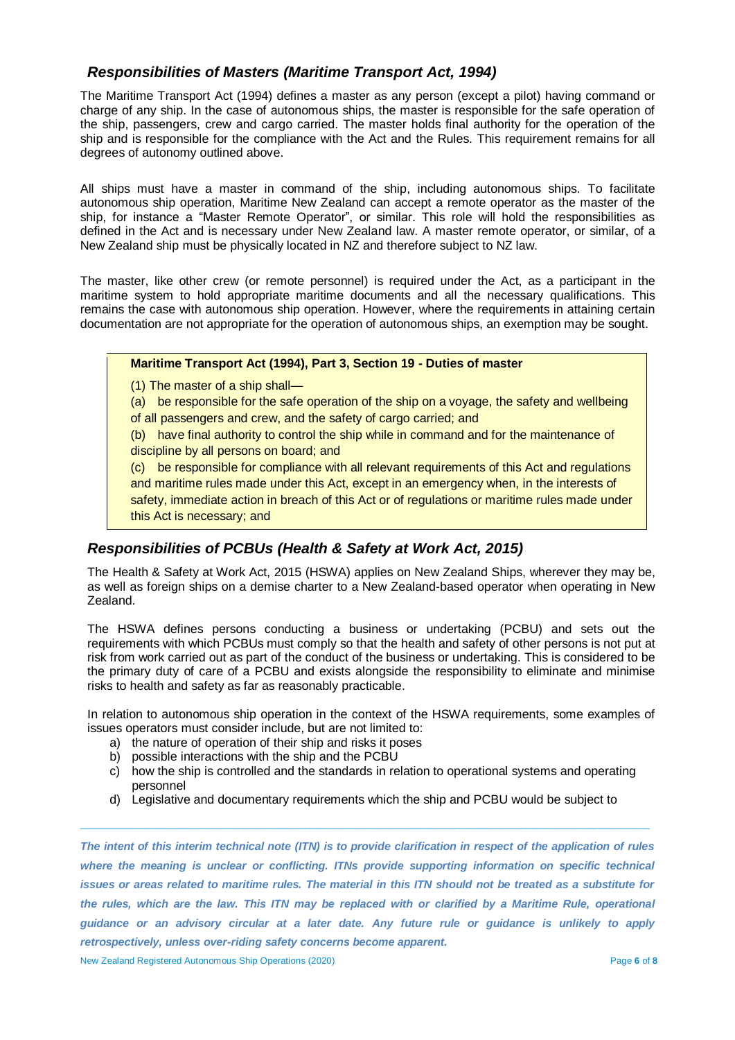## *Responsibilities of Masters (Maritime Transport Act, 1994)*

The Maritime Transport Act (1994) defines a master as any person (except a pilot) having command or charge of any ship. In the case of autonomous ships, the master is responsible for the safe operation of the ship, passengers, crew and cargo carried. The master holds final authority for the operation of the ship and is responsible for the compliance with the Act and the Rules. This requirement remains for all degrees of autonomy outlined above.

All ships must have a master in command of the ship, including autonomous ships. To facilitate autonomous ship operation, Maritime New Zealand can accept a remote operator as the master of the ship, for instance a "Master Remote Operator", or similar. This role will hold the responsibilities as defined in the Act and is necessary under New Zealand law. A master remote operator, or similar, of a New Zealand ship must be physically located in NZ and therefore subject to NZ law.

The master, like other crew (or remote personnel) is required under the Act, as a participant in the maritime system to hold appropriate maritime documents and all the necessary qualifications. This remains the case with autonomous ship operation. However, where the requirements in attaining certain documentation are not appropriate for the operation of autonomous ships, an exemption may be sought.

> **Maritime Transport Act (1994), Part 3, Section 19 - Duties of master**
>
> (1) The master of a ship shall—
>
> (a) be responsible for the safe operation of the ship on a voyage, the safety and wellbeing of all passengers and crew, and the safety of cargo carried; and
>
> (b) have final authority to control the ship while in command and for the maintenance of discipline by all persons on board; and
>
> (c) be responsible for compliance with all relevant requirements of this Act and regulations and maritime rules made under this Act, except in an emergency when, in the interests of safety, immediate action in breach of this Act or of regulations or maritime rules made under this Act is necessary; and

## *Responsibilities of PCBUs (Health & Safety at Work Act, 2015)*

The Health & Safety at Work Act, 2015 (HSWA) applies on New Zealand Ships, wherever they may be, as well as foreign ships on a demise charter to a New Zealand-based operator when operating in New Zealand.

The HSWA defines persons conducting a business or undertaking (PCBU) and sets out the requirements with which PCBUs must comply so that the health and safety of other persons is not put at risk from work carried out as part of the conduct of the business or undertaking. This is considered to be the primary duty of care of a PCBU and exists alongside the responsibility to eliminate and minimise risks to health and safety as far as reasonably practicable.

In relation to autonomous ship operation in the context of the HSWA requirements, some examples of issues operators must consider include, but are not limited to:

a) the nature of operation of their ship and risks it poses
b) possible interactions with the ship and the PCBU
c) how the ship is controlled and the standards in relation to operational systems and operating personnel
d) Legislative and documentary requirements which the ship and PCBU would be subject to

---

***The intent of this interim technical note (ITN) is to provide clarification in respect of the application of rules where the meaning is unclear or conflicting. ITNs provide supporting information on specific technical issues or areas related to maritime rules. The material in this ITN should not be treated as a substitute for the rules, which are the law. This ITN may be replaced with or clarified by a Maritime Rule, operational guidance or an advisory circular at a later date. Any future rule or guidance is unlikely to apply retrospectively, unless over-riding safety concerns become apparent.***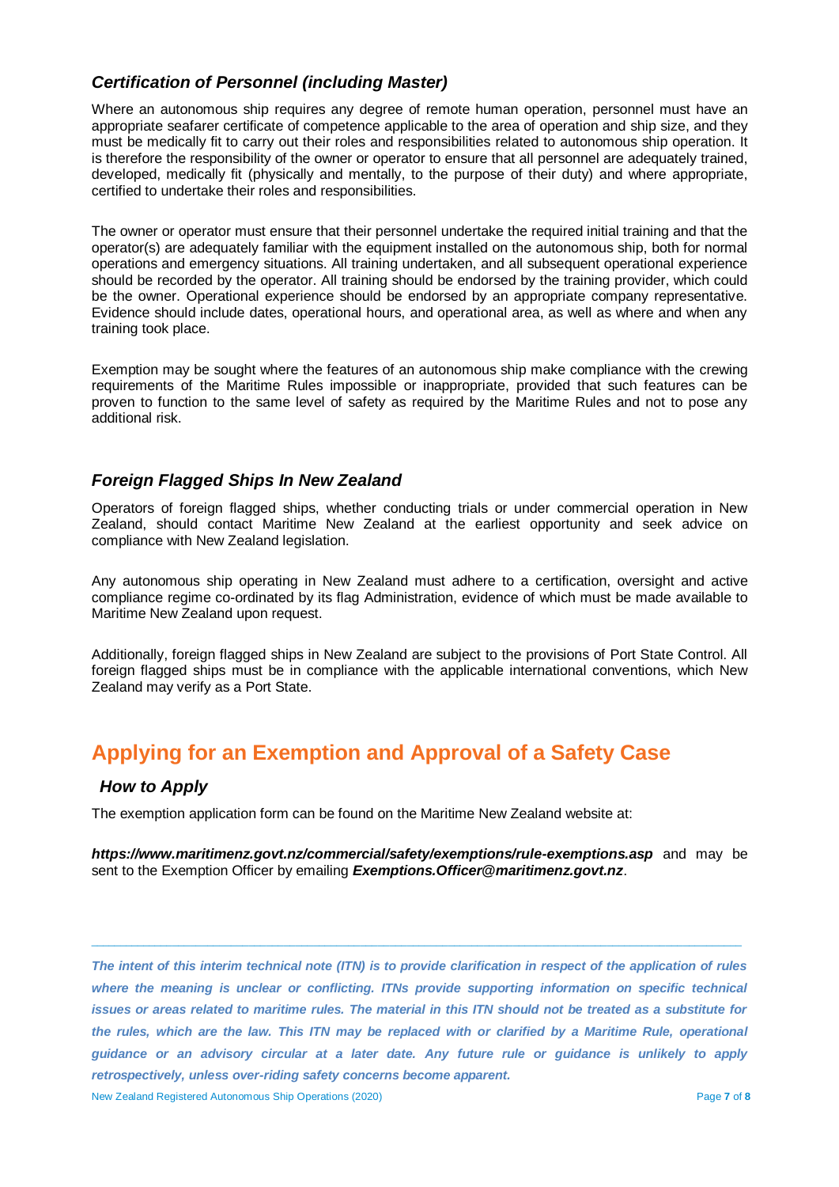### *Certification of Personnel (including Master)*

Where an autonomous ship requires any degree of remote human operation, personnel must have an appropriate seafarer certificate of competence applicable to the area of operation and ship size, and they must be medically fit to carry out their roles and responsibilities related to autonomous ship operation. It is therefore the responsibility of the owner or operator to ensure that all personnel are adequately trained, developed, medically fit (physically and mentally, to the purpose of their duty) and where appropriate, certified to undertake their roles and responsibilities.

The owner or operator must ensure that their personnel undertake the required initial training and that the operator(s) are adequately familiar with the equipment installed on the autonomous ship, both for normal operations and emergency situations. All training undertaken, and all subsequent operational experience should be recorded by the operator. All training should be endorsed by the training provider, which could be the owner. Operational experience should be endorsed by an appropriate company representative. Evidence should include dates, operational hours, and operational area, as well as where and when any training took place.

Exemption may be sought where the features of an autonomous ship make compliance with the crewing requirements of the Maritime Rules impossible or inappropriate, provided that such features can be proven to function to the same level of safety as required by the Maritime Rules and not to pose any additional risk.

### *Foreign Flagged Ships In New Zealand*

Operators of foreign flagged ships, whether conducting trials or under commercial operation in New Zealand, should contact Maritime New Zealand at the earliest opportunity and seek advice on compliance with New Zealand legislation.

Any autonomous ship operating in New Zealand must adhere to a certification, oversight and active compliance regime co-ordinated by its flag Administration, evidence of which must be made available to Maritime New Zealand upon request.

Additionally, foreign flagged ships in New Zealand are subject to the provisions of Port State Control. All foreign flagged ships must be in compliance with the applicable international conventions, which New Zealand may verify as a Port State.

## Applying for an Exemption and Approval of a Safety Case

### *How to Apply*

The exemption application form can be found on the Maritime New Zealand website at:

***https://www.maritimenz.govt.nz/commercial/safety/exemptions/rule-exemptions.asp*** and may be sent to the Exemption Officer by emailing ***Exemptions.Officer@maritimenz.govt.nz***.

---

***The intent of this interim technical note (ITN) is to provide clarification in respect of the application of rules where the meaning is unclear or conflicting. ITNs provide supporting information on specific technical issues or areas related to maritime rules. The material in this ITN should not be treated as a substitute for the rules, which are the law. This ITN may be replaced with or clarified by a Maritime Rule, operational guidance or an advisory circular at a later date. Any future rule or guidance is unlikely to apply retrospectively, unless over-riding safety concerns become apparent.***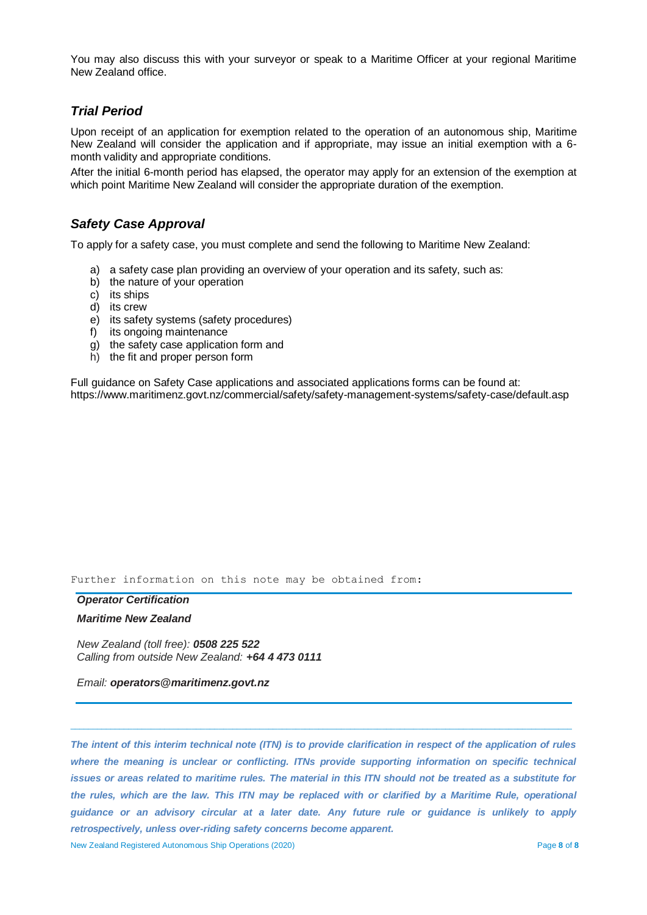You may also discuss this with your surveyor or speak to a Maritime Officer at your regional Maritime New Zealand office.

## *Trial Period*

Upon receipt of an application for exemption related to the operation of an autonomous ship, Maritime New Zealand will consider the application and if appropriate, may issue an initial exemption with a 6-month validity and appropriate conditions.

After the initial 6-month period has elapsed, the operator may apply for an extension of the exemption at which point Maritime New Zealand will consider the appropriate duration of the exemption.

## *Safety Case Approval*

To apply for a safety case, you must complete and send the following to Maritime New Zealand:

a) a safety case plan providing an overview of your operation and its safety, such as:
b) the nature of your operation
c) its ships
d) its crew
e) its safety systems (safety procedures)
f) its ongoing maintenance
g) the safety case application form and
h) the fit and proper person form

Full guidance on Safety Case applications and associated applications forms can be found at:
https://www.maritimenz.govt.nz/commercial/safety/safety-management-systems/safety-case/default.asp

Further information on this note may be obtained from:

***Operator Certification***

***Maritime New Zealand***

*New Zealand (toll free):* ***0508 225 522***
*Calling from outside New Zealand:* ***+64 4 473 0111***

*Email:* ***operators@maritimenz.govt.nz***

***The intent of this interim technical note (ITN) is to provide clarification in respect of the application of rules where the meaning is unclear or conflicting. ITNs provide supporting information on specific technical issues or areas related to maritime rules. The material in this ITN should not be treated as a substitute for the rules, which are the law. This ITN may be replaced with or clarified by a Maritime Rule, operational guidance or an advisory circular at a later date. Any future rule or guidance is unlikely to apply retrospectively, unless over-riding safety concerns become apparent.***